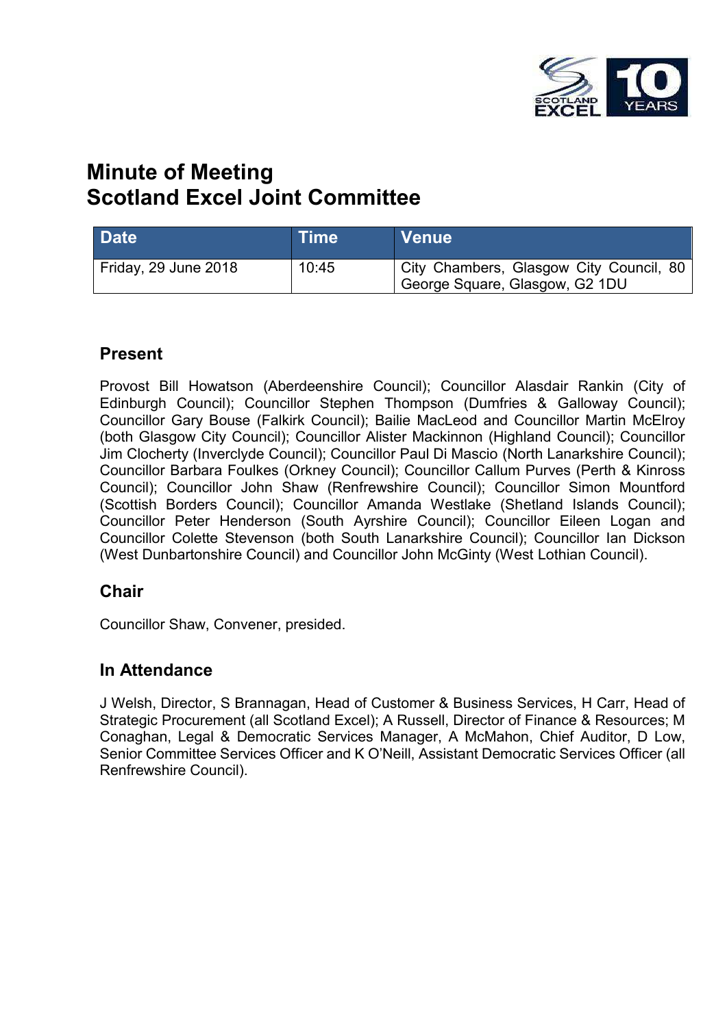# Minute of Meeting
# Scotland Excel Joint Committee

| Date | Time | Venue |
|---|---|---|
| Friday, 29 June 2018 | 10:45 | City Chambers, Glasgow City Council, 80 George Square, Glasgow, G2 1DU |

## Present

Provost Bill Howatson (Aberdeenshire Council); Councillor Alasdair Rankin (City of Edinburgh Council); Councillor Stephen Thompson (Dumfries & Galloway Council); Councillor Gary Bouse (Falkirk Council); Bailie MacLeod and Councillor Martin McElroy (both Glasgow City Council); Councillor Alister Mackinnon (Highland Council); Councillor Jim Clocherty (Inverclyde Council); Councillor Paul Di Mascio (North Lanarkshire Council); Councillor Barbara Foulkes (Orkney Council); Councillor Callum Purves (Perth & Kinross Council); Councillor John Shaw (Renfrewshire Council); Councillor Simon Mountford (Scottish Borders Council); Councillor Amanda Westlake (Shetland Islands Council); Councillor Peter Henderson (South Ayrshire Council); Councillor Eileen Logan and Councillor Colette Stevenson (both South Lanarkshire Council); Councillor Ian Dickson (West Dunbartonshire Council) and Councillor John McGinty (West Lothian Council).

## Chair

Councillor Shaw, Convener, presided.

## In Attendance

J Welsh, Director, S Brannagan, Head of Customer & Business Services, H Carr, Head of Strategic Procurement (all Scotland Excel); A Russell, Director of Finance & Resources; M Conaghan, Legal & Democratic Services Manager, A McMahon, Chief Auditor, D Low, Senior Committee Services Officer and K O'Neill, Assistant Democratic Services Officer (all Renfrewshire Council).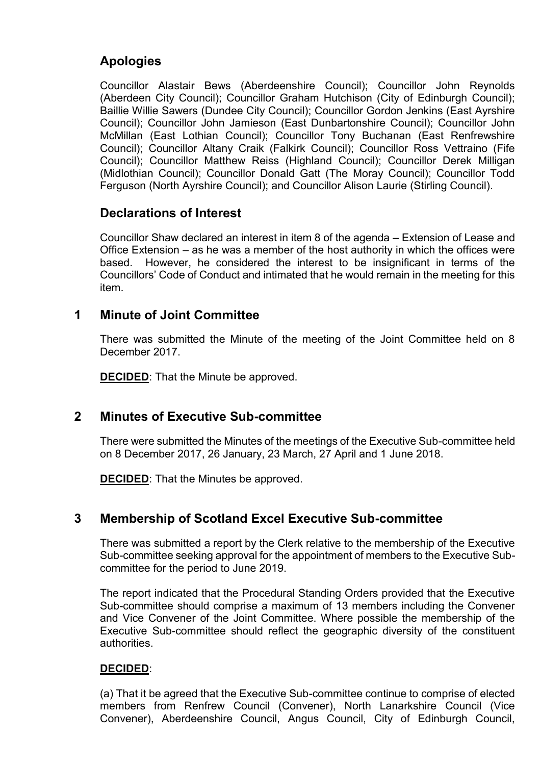## Apologies

Councillor Alastair Bews (Aberdeenshire Council); Councillor John Reynolds (Aberdeen City Council); Councillor Graham Hutchison (City of Edinburgh Council); Baillie Willie Sawers (Dundee City Council); Councillor Gordon Jenkins (East Ayrshire Council); Councillor John Jamieson (East Dunbartonshire Council); Councillor John McMillan (East Lothian Council); Councillor Tony Buchanan (East Renfrewshire Council); Councillor Altany Craik (Falkirk Council); Councillor Ross Vettraino (Fife Council); Councillor Matthew Reiss (Highland Council); Councillor Derek Milligan (Midlothian Council); Councillor Donald Gatt (The Moray Council); Councillor Todd Ferguson (North Ayrshire Council); and Councillor Alison Laurie (Stirling Council).

## Declarations of Interest

Councillor Shaw declared an interest in item 8 of the agenda – Extension of Lease and Office Extension – as he was a member of the host authority in which the offices were based. However, he considered the interest to be insignificant in terms of the Councillors' Code of Conduct and intimated that he would remain in the meeting for this item.

## 1 Minute of Joint Committee

There was submitted the Minute of the meeting of the Joint Committee held on 8 December 2017.

**DECIDED**: That the Minute be approved.

## 2 Minutes of Executive Sub-committee

There were submitted the Minutes of the meetings of the Executive Sub-committee held on 8 December 2017, 26 January, 23 March, 27 April and 1 June 2018.

**DECIDED**: That the Minutes be approved.

## 3 Membership of Scotland Excel Executive Sub-committee

There was submitted a report by the Clerk relative to the membership of the Executive Sub-committee seeking approval for the appointment of members to the Executive Sub-committee for the period to June 2019.

The report indicated that the Procedural Standing Orders provided that the Executive Sub-committee should comprise a maximum of 13 members including the Convener and Vice Convener of the Joint Committee. Where possible the membership of the Executive Sub-committee should reflect the geographic diversity of the constituent authorities.

**DECIDED**:

(a) That it be agreed that the Executive Sub-committee continue to comprise of elected members from Renfrew Council (Convener), North Lanarkshire Council (Vice Convener), Aberdeenshire Council, Angus Council, City of Edinburgh Council,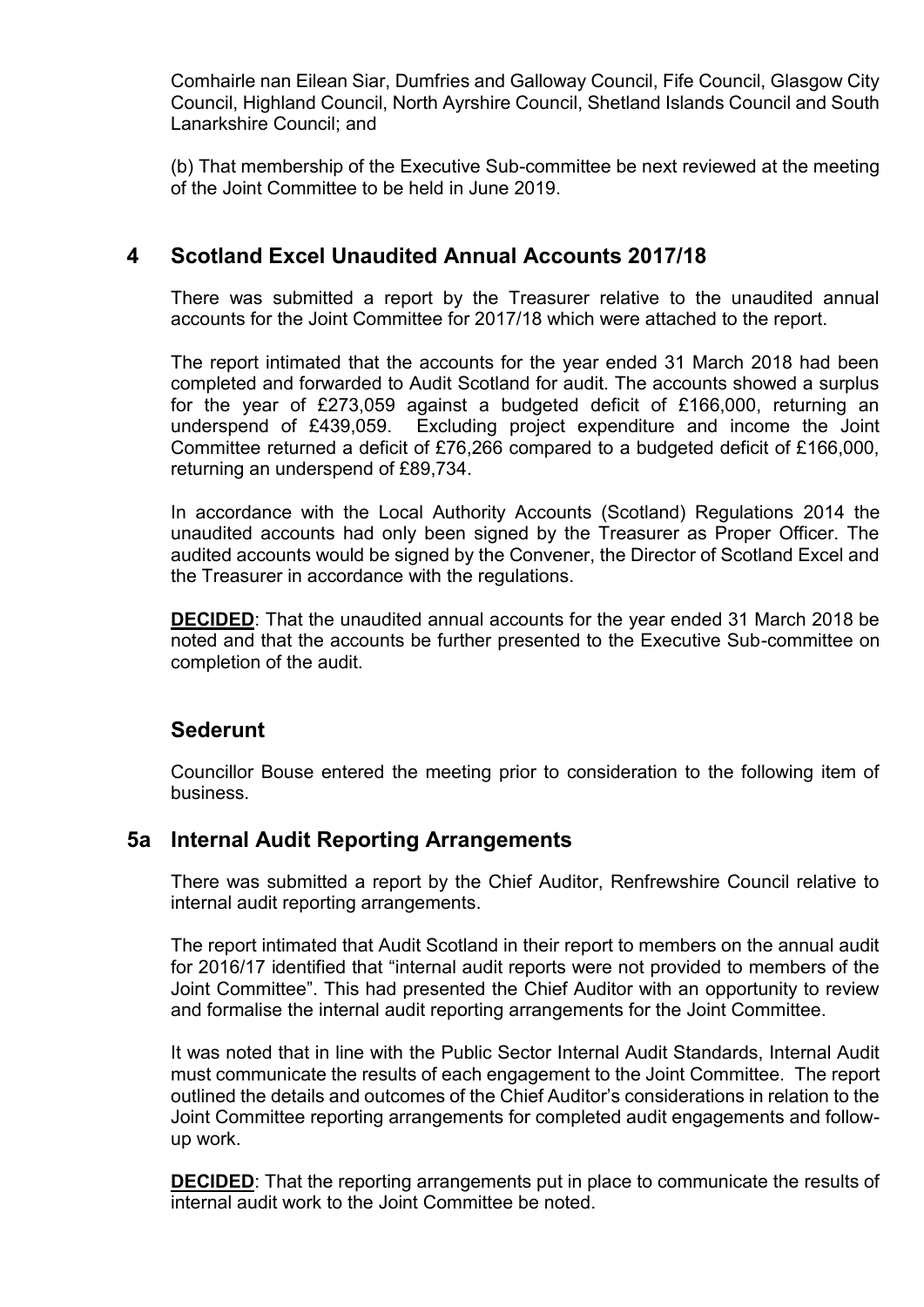Comhairle nan Eilean Siar, Dumfries and Galloway Council, Fife Council, Glasgow City Council, Highland Council, North Ayrshire Council, Shetland Islands Council and South Lanarkshire Council; and

(b) That membership of the Executive Sub-committee be next reviewed at the meeting of the Joint Committee to be held in June 2019.

## 4 Scotland Excel Unaudited Annual Accounts 2017/18

There was submitted a report by the Treasurer relative to the unaudited annual accounts for the Joint Committee for 2017/18 which were attached to the report.

The report intimated that the accounts for the year ended 31 March 2018 had been completed and forwarded to Audit Scotland for audit. The accounts showed a surplus for the year of £273,059 against a budgeted deficit of £166,000, returning an underspend of £439,059. Excluding project expenditure and income the Joint Committee returned a deficit of £76,266 compared to a budgeted deficit of £166,000, returning an underspend of £89,734.

In accordance with the Local Authority Accounts (Scotland) Regulations 2014 the unaudited accounts had only been signed by the Treasurer as Proper Officer. The audited accounts would be signed by the Convener, the Director of Scotland Excel and the Treasurer in accordance with the regulations.

**DECIDED**: That the unaudited annual accounts for the year ended 31 March 2018 be noted and that the accounts be further presented to the Executive Sub-committee on completion of the audit.

## Sederunt

Councillor Bouse entered the meeting prior to consideration to the following item of business.

## 5a Internal Audit Reporting Arrangements

There was submitted a report by the Chief Auditor, Renfrewshire Council relative to internal audit reporting arrangements.

The report intimated that Audit Scotland in their report to members on the annual audit for 2016/17 identified that "internal audit reports were not provided to members of the Joint Committee". This had presented the Chief Auditor with an opportunity to review and formalise the internal audit reporting arrangements for the Joint Committee.

It was noted that in line with the Public Sector Internal Audit Standards, Internal Audit must communicate the results of each engagement to the Joint Committee. The report outlined the details and outcomes of the Chief Auditor's considerations in relation to the Joint Committee reporting arrangements for completed audit engagements and follow-up work.

**DECIDED**: That the reporting arrangements put in place to communicate the results of internal audit work to the Joint Committee be noted.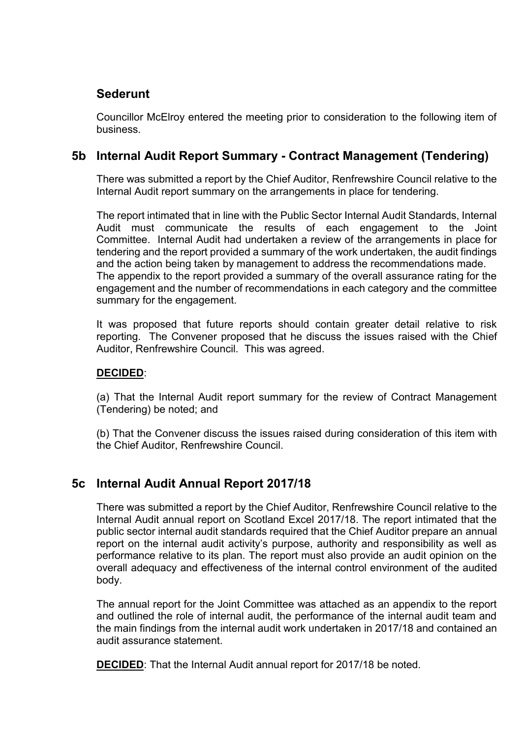## Sederunt

Councillor McElroy entered the meeting prior to consideration to the following item of business.

## 5b Internal Audit Report Summary - Contract Management (Tendering)

There was submitted a report by the Chief Auditor, Renfrewshire Council relative to the Internal Audit report summary on the arrangements in place for tendering.

The report intimated that in line with the Public Sector Internal Audit Standards, Internal Audit must communicate the results of each engagement to the Joint Committee. Internal Audit had undertaken a review of the arrangements in place for tendering and the report provided a summary of the work undertaken, the audit findings and the action being taken by management to address the recommendations made. The appendix to the report provided a summary of the overall assurance rating for the engagement and the number of recommendations in each category and the committee summary for the engagement.

It was proposed that future reports should contain greater detail relative to risk reporting. The Convener proposed that he discuss the issues raised with the Chief Auditor, Renfrewshire Council. This was agreed.

**DECIDED**:

(a) That the Internal Audit report summary for the review of Contract Management (Tendering) be noted; and

(b) That the Convener discuss the issues raised during consideration of this item with the Chief Auditor, Renfrewshire Council.

## 5c Internal Audit Annual Report 2017/18

There was submitted a report by the Chief Auditor, Renfrewshire Council relative to the Internal Audit annual report on Scotland Excel 2017/18. The report intimated that the public sector internal audit standards required that the Chief Auditor prepare an annual report on the internal audit activity's purpose, authority and responsibility as well as performance relative to its plan. The report must also provide an audit opinion on the overall adequacy and effectiveness of the internal control environment of the audited body.

The annual report for the Joint Committee was attached as an appendix to the report and outlined the role of internal audit, the performance of the internal audit team and the main findings from the internal audit work undertaken in 2017/18 and contained an audit assurance statement.

**DECIDED**: That the Internal Audit annual report for 2017/18 be noted.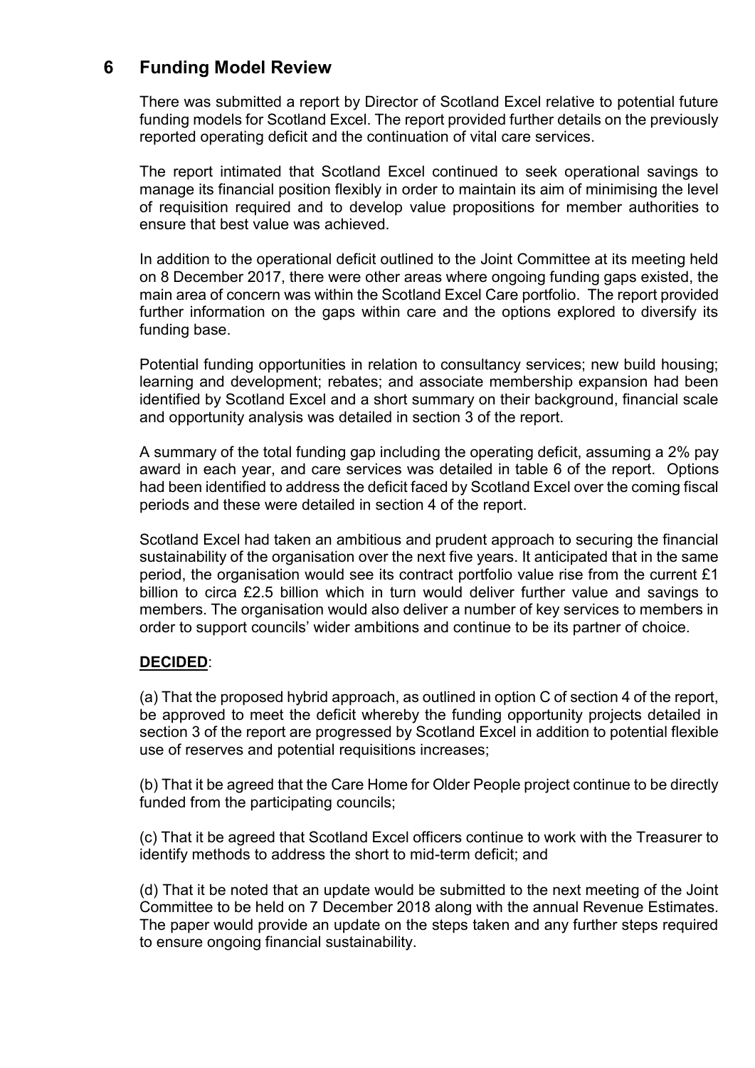## 6 Funding Model Review

There was submitted a report by Director of Scotland Excel relative to potential future funding models for Scotland Excel. The report provided further details on the previously reported operating deficit and the continuation of vital care services.

The report intimated that Scotland Excel continued to seek operational savings to manage its financial position flexibly in order to maintain its aim of minimising the level of requisition required and to develop value propositions for member authorities to ensure that best value was achieved.

In addition to the operational deficit outlined to the Joint Committee at its meeting held on 8 December 2017, there were other areas where ongoing funding gaps existed, the main area of concern was within the Scotland Excel Care portfolio. The report provided further information on the gaps within care and the options explored to diversify its funding base.

Potential funding opportunities in relation to consultancy services; new build housing; learning and development; rebates; and associate membership expansion had been identified by Scotland Excel and a short summary on their background, financial scale and opportunity analysis was detailed in section 3 of the report.

A summary of the total funding gap including the operating deficit, assuming a 2% pay award in each year, and care services was detailed in table 6 of the report. Options had been identified to address the deficit faced by Scotland Excel over the coming fiscal periods and these were detailed in section 4 of the report.

Scotland Excel had taken an ambitious and prudent approach to securing the financial sustainability of the organisation over the next five years. It anticipated that in the same period, the organisation would see its contract portfolio value rise from the current £1 billion to circa £2.5 billion which in turn would deliver further value and savings to members. The organisation would also deliver a number of key services to members in order to support councils' wider ambitions and continue to be its partner of choice.

**DECIDED**:

(a) That the proposed hybrid approach, as outlined in option C of section 4 of the report, be approved to meet the deficit whereby the funding opportunity projects detailed in section 3 of the report are progressed by Scotland Excel in addition to potential flexible use of reserves and potential requisitions increases;

(b) That it be agreed that the Care Home for Older People project continue to be directly funded from the participating councils;

(c) That it be agreed that Scotland Excel officers continue to work with the Treasurer to identify methods to address the short to mid-term deficit; and

(d) That it be noted that an update would be submitted to the next meeting of the Joint Committee to be held on 7 December 2018 along with the annual Revenue Estimates. The paper would provide an update on the steps taken and any further steps required to ensure ongoing financial sustainability.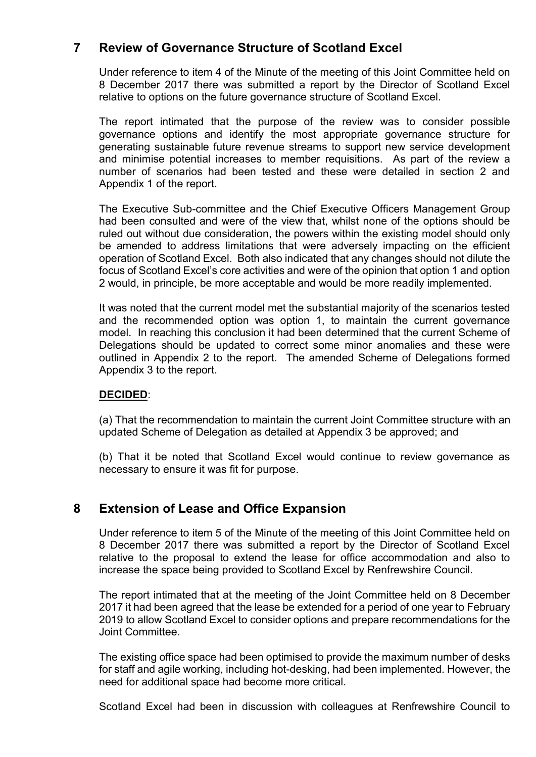## 7 Review of Governance Structure of Scotland Excel

Under reference to item 4 of the Minute of the meeting of this Joint Committee held on 8 December 2017 there was submitted a report by the Director of Scotland Excel relative to options on the future governance structure of Scotland Excel.

The report intimated that the purpose of the review was to consider possible governance options and identify the most appropriate governance structure for generating sustainable future revenue streams to support new service development and minimise potential increases to member requisitions. As part of the review a number of scenarios had been tested and these were detailed in section 2 and Appendix 1 of the report.

The Executive Sub-committee and the Chief Executive Officers Management Group had been consulted and were of the view that, whilst none of the options should be ruled out without due consideration, the powers within the existing model should only be amended to address limitations that were adversely impacting on the efficient operation of Scotland Excel. Both also indicated that any changes should not dilute the focus of Scotland Excel's core activities and were of the opinion that option 1 and option 2 would, in principle, be more acceptable and would be more readily implemented.

It was noted that the current model met the substantial majority of the scenarios tested and the recommended option was option 1, to maintain the current governance model. In reaching this conclusion it had been determined that the current Scheme of Delegations should be updated to correct some minor anomalies and these were outlined in Appendix 2 to the report. The amended Scheme of Delegations formed Appendix 3 to the report.

**DECIDED**:

(a) That the recommendation to maintain the current Joint Committee structure with an updated Scheme of Delegation as detailed at Appendix 3 be approved; and

(b) That it be noted that Scotland Excel would continue to review governance as necessary to ensure it was fit for purpose.

## 8 Extension of Lease and Office Expansion

Under reference to item 5 of the Minute of the meeting of this Joint Committee held on 8 December 2017 there was submitted a report by the Director of Scotland Excel relative to the proposal to extend the lease for office accommodation and also to increase the space being provided to Scotland Excel by Renfrewshire Council.

The report intimated that at the meeting of the Joint Committee held on 8 December 2017 it had been agreed that the lease be extended for a period of one year to February 2019 to allow Scotland Excel to consider options and prepare recommendations for the Joint Committee.

The existing office space had been optimised to provide the maximum number of desks for staff and agile working, including hot-desking, had been implemented. However, the need for additional space had become more critical.

Scotland Excel had been in discussion with colleagues at Renfrewshire Council to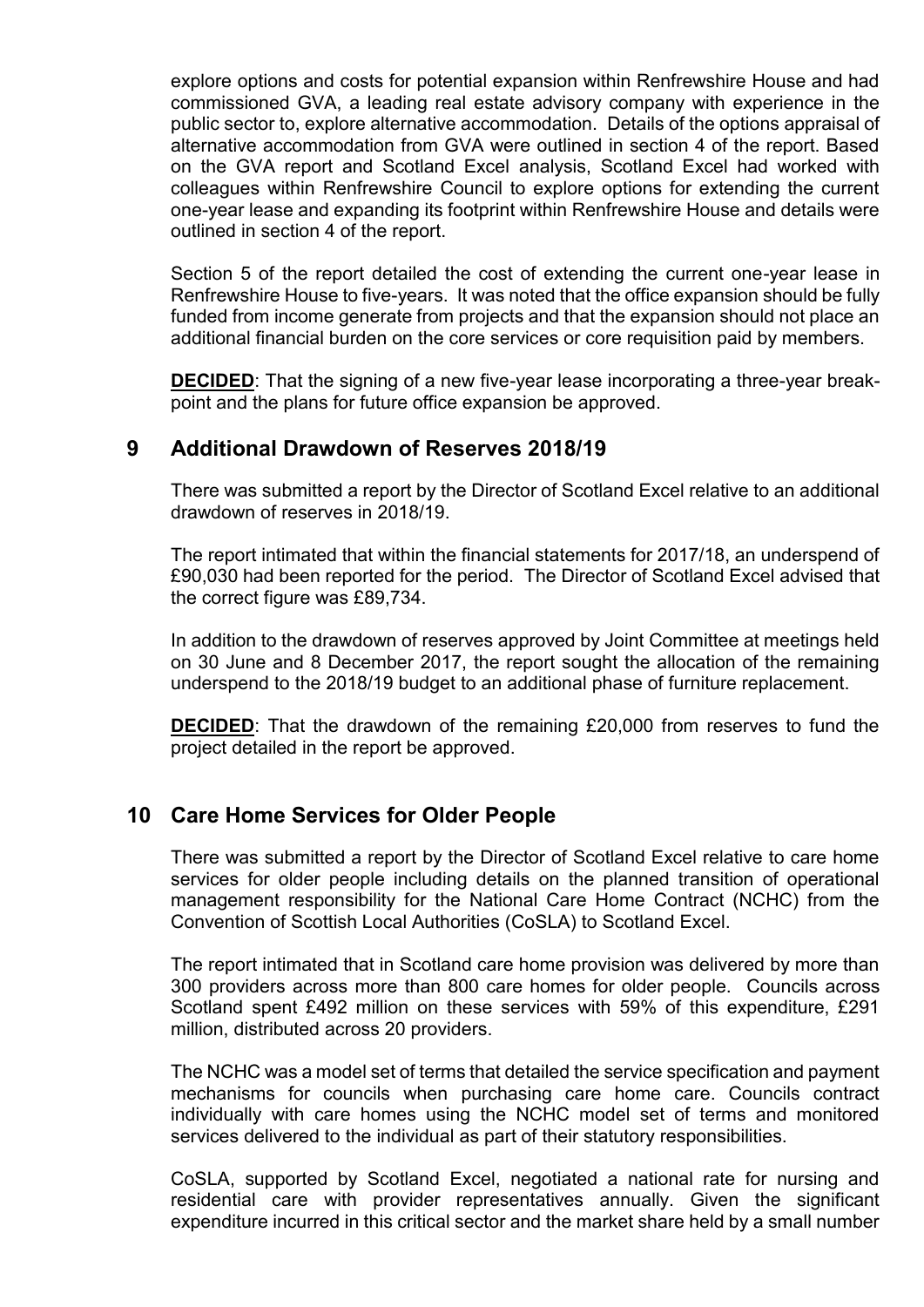explore options and costs for potential expansion within Renfrewshire House and had commissioned GVA, a leading real estate advisory company with experience in the public sector to, explore alternative accommodation. Details of the options appraisal of alternative accommodation from GVA were outlined in section 4 of the report. Based on the GVA report and Scotland Excel analysis, Scotland Excel had worked with colleagues within Renfrewshire Council to explore options for extending the current one-year lease and expanding its footprint within Renfrewshire House and details were outlined in section 4 of the report.

Section 5 of the report detailed the cost of extending the current one-year lease in Renfrewshire House to five-years. It was noted that the office expansion should be fully funded from income generate from projects and that the expansion should not place an additional financial burden on the core services or core requisition paid by members.

**DECIDED**: That the signing of a new five-year lease incorporating a three-year break-point and the plans for future office expansion be approved.

## 9 Additional Drawdown of Reserves 2018/19

There was submitted a report by the Director of Scotland Excel relative to an additional drawdown of reserves in 2018/19.

The report intimated that within the financial statements for 2017/18, an underspend of £90,030 had been reported for the period. The Director of Scotland Excel advised that the correct figure was £89,734.

In addition to the drawdown of reserves approved by Joint Committee at meetings held on 30 June and 8 December 2017, the report sought the allocation of the remaining underspend to the 2018/19 budget to an additional phase of furniture replacement.

**DECIDED**: That the drawdown of the remaining £20,000 from reserves to fund the project detailed in the report be approved.

## 10 Care Home Services for Older People

There was submitted a report by the Director of Scotland Excel relative to care home services for older people including details on the planned transition of operational management responsibility for the National Care Home Contract (NCHC) from the Convention of Scottish Local Authorities (CoSLA) to Scotland Excel.

The report intimated that in Scotland care home provision was delivered by more than 300 providers across more than 800 care homes for older people. Councils across Scotland spent £492 million on these services with 59% of this expenditure, £291 million, distributed across 20 providers.

The NCHC was a model set of terms that detailed the service specification and payment mechanisms for councils when purchasing care home care. Councils contract individually with care homes using the NCHC model set of terms and monitored services delivered to the individual as part of their statutory responsibilities.

CoSLA, supported by Scotland Excel, negotiated a national rate for nursing and residential care with provider representatives annually. Given the significant expenditure incurred in this critical sector and the market share held by a small number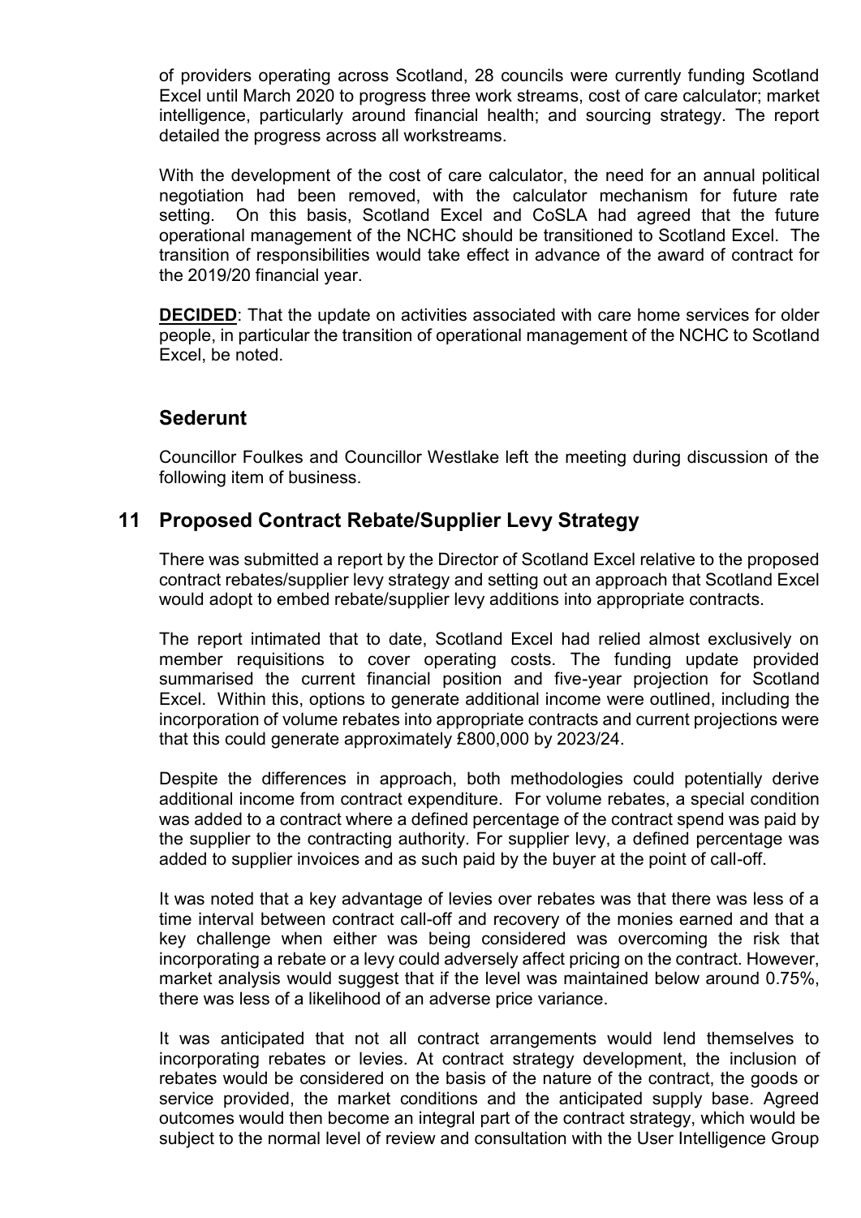of providers operating across Scotland, 28 councils were currently funding Scotland Excel until March 2020 to progress three work streams, cost of care calculator; market intelligence, particularly around financial health; and sourcing strategy. The report detailed the progress across all workstreams.

With the development of the cost of care calculator, the need for an annual political negotiation had been removed, with the calculator mechanism for future rate setting. On this basis, Scotland Excel and CoSLA had agreed that the future operational management of the NCHC should be transitioned to Scotland Excel. The transition of responsibilities would take effect in advance of the award of contract for the 2019/20 financial year.

**DECIDED**: That the update on activities associated with care home services for older people, in particular the transition of operational management of the NCHC to Scotland Excel, be noted.

## Sederunt

Councillor Foulkes and Councillor Westlake left the meeting during discussion of the following item of business.

## 11 Proposed Contract Rebate/Supplier Levy Strategy

There was submitted a report by the Director of Scotland Excel relative to the proposed contract rebates/supplier levy strategy and setting out an approach that Scotland Excel would adopt to embed rebate/supplier levy additions into appropriate contracts.

The report intimated that to date, Scotland Excel had relied almost exclusively on member requisitions to cover operating costs. The funding update provided summarised the current financial position and five-year projection for Scotland Excel. Within this, options to generate additional income were outlined, including the incorporation of volume rebates into appropriate contracts and current projections were that this could generate approximately £800,000 by 2023/24.

Despite the differences in approach, both methodologies could potentially derive additional income from contract expenditure. For volume rebates, a special condition was added to a contract where a defined percentage of the contract spend was paid by the supplier to the contracting authority. For supplier levy, a defined percentage was added to supplier invoices and as such paid by the buyer at the point of call-off.

It was noted that a key advantage of levies over rebates was that there was less of a time interval between contract call-off and recovery of the monies earned and that a key challenge when either was being considered was overcoming the risk that incorporating a rebate or a levy could adversely affect pricing on the contract. However, market analysis would suggest that if the level was maintained below around 0.75%, there was less of a likelihood of an adverse price variance.

It was anticipated that not all contract arrangements would lend themselves to incorporating rebates or levies. At contract strategy development, the inclusion of rebates would be considered on the basis of the nature of the contract, the goods or service provided, the market conditions and the anticipated supply base. Agreed outcomes would then become an integral part of the contract strategy, which would be subject to the normal level of review and consultation with the User Intelligence Group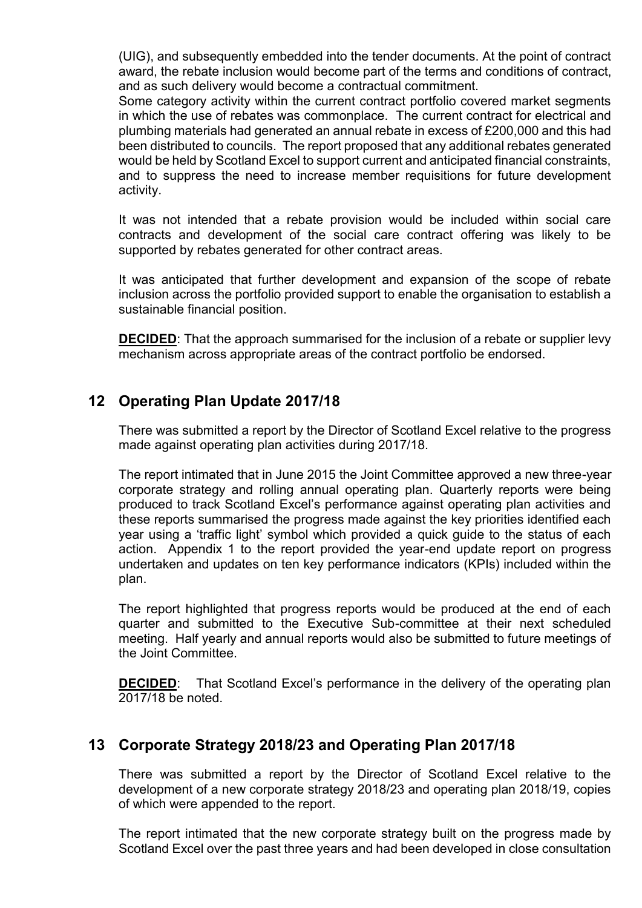(UIG), and subsequently embedded into the tender documents. At the point of contract award, the rebate inclusion would become part of the terms and conditions of contract, and as such delivery would become a contractual commitment.
Some category activity within the current contract portfolio covered market segments in which the use of rebates was commonplace. The current contract for electrical and plumbing materials had generated an annual rebate in excess of £200,000 and this had been distributed to councils. The report proposed that any additional rebates generated would be held by Scotland Excel to support current and anticipated financial constraints, and to suppress the need to increase member requisitions for future development activity.

It was not intended that a rebate provision would be included within social care contracts and development of the social care contract offering was likely to be supported by rebates generated for other contract areas.

It was anticipated that further development and expansion of the scope of rebate inclusion across the portfolio provided support to enable the organisation to establish a sustainable financial position.

**DECIDED**: That the approach summarised for the inclusion of a rebate or supplier levy mechanism across appropriate areas of the contract portfolio be endorsed.

## 12 Operating Plan Update 2017/18

There was submitted a report by the Director of Scotland Excel relative to the progress made against operating plan activities during 2017/18.

The report intimated that in June 2015 the Joint Committee approved a new three-year corporate strategy and rolling annual operating plan. Quarterly reports were being produced to track Scotland Excel's performance against operating plan activities and these reports summarised the progress made against the key priorities identified each year using a 'traffic light' symbol which provided a quick guide to the status of each action. Appendix 1 to the report provided the year-end update report on progress undertaken and updates on ten key performance indicators (KPIs) included within the plan.

The report highlighted that progress reports would be produced at the end of each quarter and submitted to the Executive Sub-committee at their next scheduled meeting. Half yearly and annual reports would also be submitted to future meetings of the Joint Committee.

**DECIDED**: That Scotland Excel's performance in the delivery of the operating plan 2017/18 be noted.

## 13 Corporate Strategy 2018/23 and Operating Plan 2017/18

There was submitted a report by the Director of Scotland Excel relative to the development of a new corporate strategy 2018/23 and operating plan 2018/19, copies of which were appended to the report.

The report intimated that the new corporate strategy built on the progress made by Scotland Excel over the past three years and had been developed in close consultation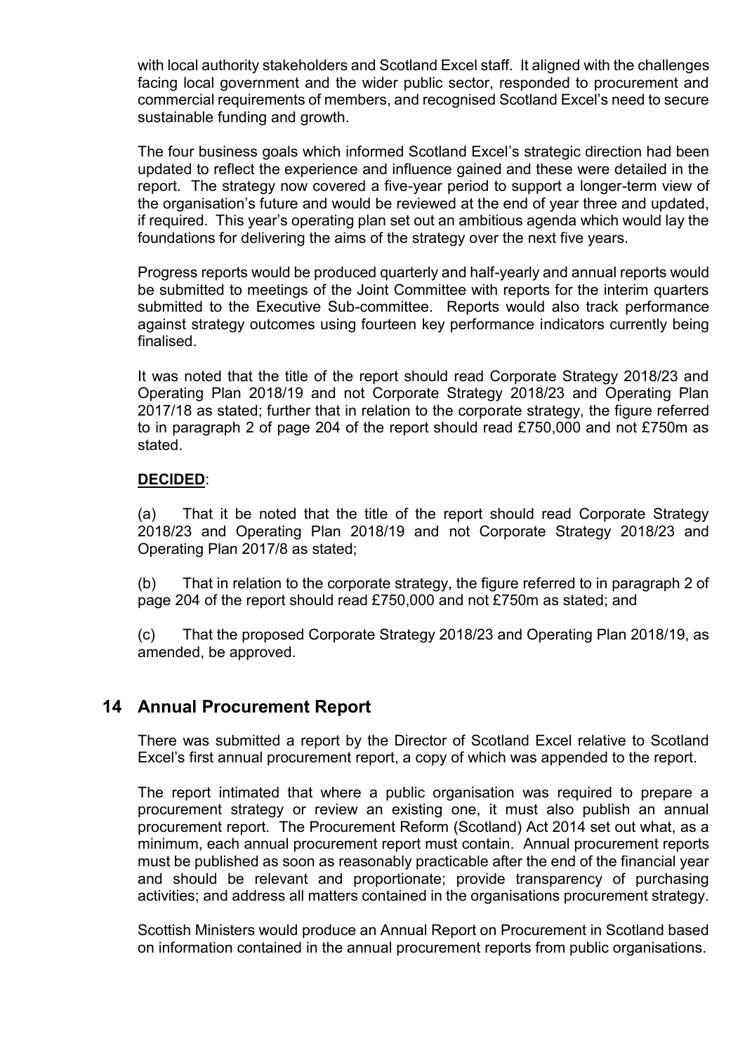with local authority stakeholders and Scotland Excel staff. It aligned with the challenges facing local government and the wider public sector, responded to procurement and commercial requirements of members, and recognised Scotland Excel's need to secure sustainable funding and growth.

The four business goals which informed Scotland Excel's strategic direction had been updated to reflect the experience and influence gained and these were detailed in the report. The strategy now covered a five-year period to support a longer-term view of the organisation's future and would be reviewed at the end of year three and updated, if required. This year's operating plan set out an ambitious agenda which would lay the foundations for delivering the aims of the strategy over the next five years.

Progress reports would be produced quarterly and half-yearly and annual reports would be submitted to meetings of the Joint Committee with reports for the interim quarters submitted to the Executive Sub-committee. Reports would also track performance against strategy outcomes using fourteen key performance indicators currently being finalised.

It was noted that the title of the report should read Corporate Strategy 2018/23 and Operating Plan 2018/19 and not Corporate Strategy 2018/23 and Operating Plan 2017/18 as stated; further that in relation to the corporate strategy, the figure referred to in paragraph 2 of page 204 of the report should read £750,000 and not £750m as stated.

**DECIDED**:

(a) That it be noted that the title of the report should read Corporate Strategy 2018/23 and Operating Plan 2018/19 and not Corporate Strategy 2018/23 and Operating Plan 2017/8 as stated;

(b) That in relation to the corporate strategy, the figure referred to in paragraph 2 of page 204 of the report should read £750,000 and not £750m as stated; and

(c) That the proposed Corporate Strategy 2018/23 and Operating Plan 2018/19, as amended, be approved.

## 14 Annual Procurement Report

There was submitted a report by the Director of Scotland Excel relative to Scotland Excel's first annual procurement report, a copy of which was appended to the report.

The report intimated that where a public organisation was required to prepare a procurement strategy or review an existing one, it must also publish an annual procurement report. The Procurement Reform (Scotland) Act 2014 set out what, as a minimum, each annual procurement report must contain. Annual procurement reports must be published as soon as reasonably practicable after the end of the financial year and should be relevant and proportionate; provide transparency of purchasing activities; and address all matters contained in the organisations procurement strategy.

Scottish Ministers would produce an Annual Report on Procurement in Scotland based on information contained in the annual procurement reports from public organisations.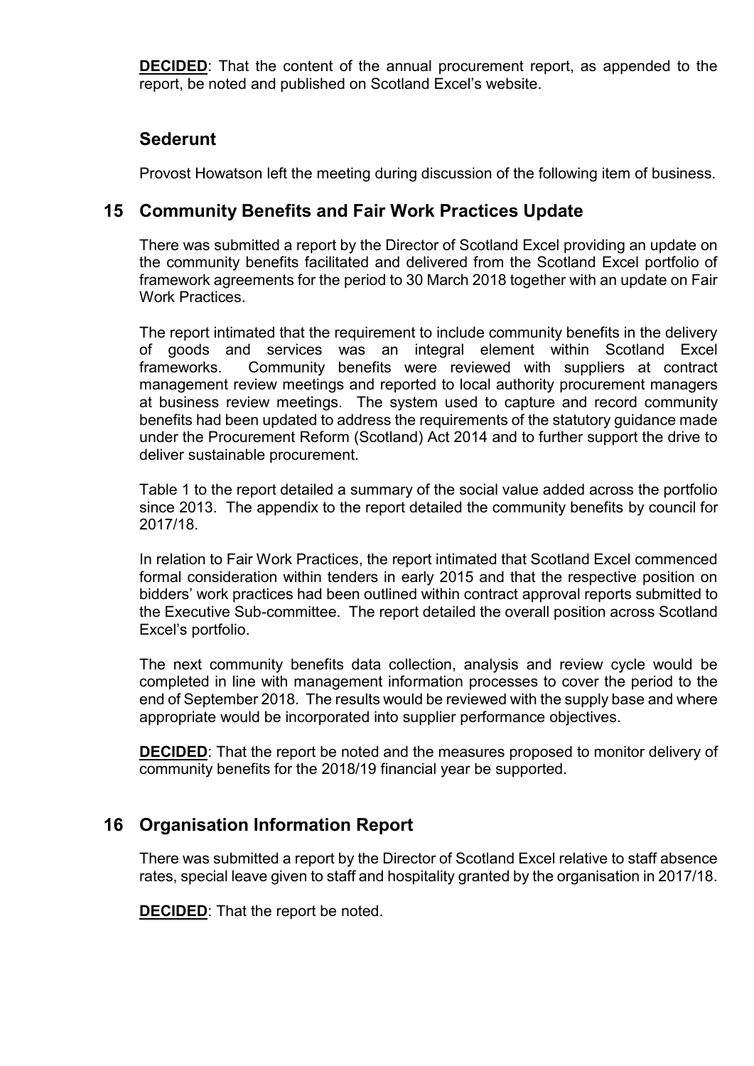**DECIDED**: That the content of the annual procurement report, as appended to the report, be noted and published on Scotland Excel's website.

## Sederunt

Provost Howatson left the meeting during discussion of the following item of business.

## 15 Community Benefits and Fair Work Practices Update

There was submitted a report by the Director of Scotland Excel providing an update on the community benefits facilitated and delivered from the Scotland Excel portfolio of framework agreements for the period to 30 March 2018 together with an update on Fair Work Practices.

The report intimated that the requirement to include community benefits in the delivery of goods and services was an integral element within Scotland Excel frameworks. Community benefits were reviewed with suppliers at contract management review meetings and reported to local authority procurement managers at business review meetings. The system used to capture and record community benefits had been updated to address the requirements of the statutory guidance made under the Procurement Reform (Scotland) Act 2014 and to further support the drive to deliver sustainable procurement.

Table 1 to the report detailed a summary of the social value added across the portfolio since 2013. The appendix to the report detailed the community benefits by council for 2017/18.

In relation to Fair Work Practices, the report intimated that Scotland Excel commenced formal consideration within tenders in early 2015 and that the respective position on bidders' work practices had been outlined within contract approval reports submitted to the Executive Sub-committee. The report detailed the overall position across Scotland Excel's portfolio.

The next community benefits data collection, analysis and review cycle would be completed in line with management information processes to cover the period to the end of September 2018. The results would be reviewed with the supply base and where appropriate would be incorporated into supplier performance objectives.

**DECIDED**: That the report be noted and the measures proposed to monitor delivery of community benefits for the 2018/19 financial year be supported.

## 16 Organisation Information Report

There was submitted a report by the Director of Scotland Excel relative to staff absence rates, special leave given to staff and hospitality granted by the organisation in 2017/18.

**DECIDED**: That the report be noted.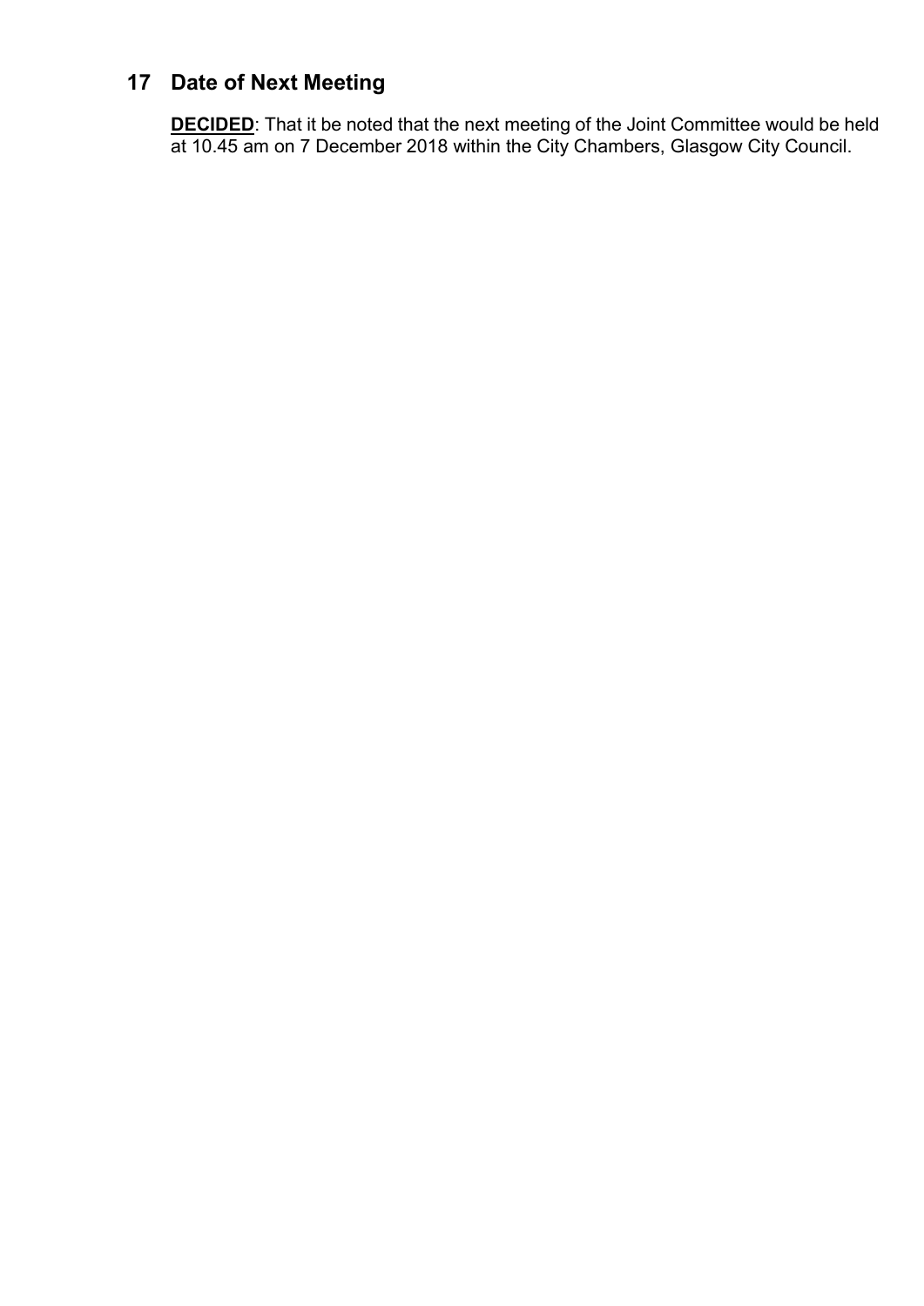## 17 Date of Next Meeting

**DECIDED**: That it be noted that the next meeting of the Joint Committee would be held at 10.45 am on 7 December 2018 within the City Chambers, Glasgow City Council.